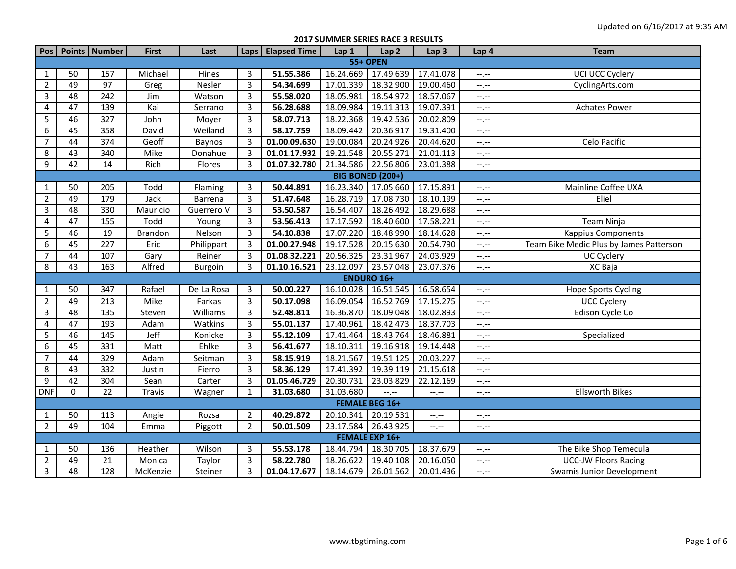Updated on 6/16/2017 at 9:35 AM

**2017 SUMMER SERIES RACE 3 RESULTS**

| Pos | Points | Number | First | Last | Laps | Elapsed Time | Lap 1 | Lap 2 | Lap 3 | Lap 4 | Team |
|---|---|---|---|---|---|---|---|---|---|---|---|
| **55+ OPEN** | | | | | | | | | | | |
| 1 | 50 | 157 | Michael | Hines | 3 | **51.55.386** | 16.24.669 | 17.49.639 | 17.41.078 | --.-- | UCI UCC Cyclery |
| 2 | 49 | 97 | Greg | Nesler | 3 | **54.34.699** | 17.01.339 | 18.32.900 | 19.00.460 | --.-- | CyclingArts.com |
| 3 | 48 | 242 | Jim | Watson | 3 | **55.58.020** | 18.05.981 | 18.54.972 | 18.57.067 | --.-- | |
| 4 | 47 | 139 | Kai | Serrano | 3 | **56.28.688** | 18.09.984 | 19.11.313 | 19.07.391 | --.-- | Achates Power |
| 5 | 46 | 327 | John | Moyer | 3 | **58.07.713** | 18.22.368 | 19.42.536 | 20.02.809 | --.-- | |
| 6 | 45 | 358 | David | Weiland | 3 | **58.17.759** | 18.09.442 | 20.36.917 | 19.31.400 | --.-- | |
| 7 | 44 | 374 | Geoff | Baynos | 3 | **01.00.09.630** | 19.00.084 | 20.24.926 | 20.44.620 | --.-- | Celo Pacific |
| 8 | 43 | 340 | Mike | Donahue | 3 | **01.01.17.932** | 19.21.548 | 20.55.271 | 21.01.113 | --.-- | |
| 9 | 42 | 14 | Rich | Flores | 3 | **01.07.32.780** | 21.34.586 | 22.56.806 | 23.01.388 | --.-- | |
| **BIG BONED (200+)** | | | | | | | | | | | |
| 1 | 50 | 205 | Todd | Flaming | 3 | **50.44.891** | 16.23.340 | 17.05.660 | 17.15.891 | --.-- | Mainline Coffee UXA |
| 2 | 49 | 179 | Jack | Barrena | 3 | **51.47.648** | 16.28.719 | 17.08.730 | 18.10.199 | --.-- | Eliel |
| 3 | 48 | 330 | Mauricio | Guerrero V | 3 | **53.50.587** | 16.54.407 | 18.26.492 | 18.29.688 | --.-- | |
| 4 | 47 | 155 | Todd | Young | 3 | **53.56.413** | 17.17.592 | 18.40.600 | 17.58.221 | --.-- | Team Ninja |
| 5 | 46 | 19 | Brandon | Nelson | 3 | **54.10.838** | 17.07.220 | 18.48.990 | 18.14.628 | --.-- | Kappius Components |
| 6 | 45 | 227 | Eric | Philippart | 3 | **01.00.27.948** | 19.17.528 | 20.15.630 | 20.54.790 | --.-- | Team Bike Medic Plus by James Patterson |
| 7 | 44 | 107 | Gary | Reiner | 3 | **01.08.32.221** | 20.56.325 | 23.31.967 | 24.03.929 | --.-- | UC Cyclery |
| 8 | 43 | 163 | Alfred | Burgoin | 3 | **01.10.16.521** | 23.12.097 | 23.57.048 | 23.07.376 | --.-- | XC Baja |
| **ENDURO 16+** | | | | | | | | | | | |
| 1 | 50 | 347 | Rafael | De La Rosa | 3 | **50.00.227** | 16.10.028 | 16.51.545 | 16.58.654 | --.-- | Hope Sports Cycling |
| 2 | 49 | 213 | Mike | Farkas | 3 | **50.17.098** | 16.09.054 | 16.52.769 | 17.15.275 | --.-- | UCC Cyclery |
| 3 | 48 | 135 | Steven | Williams | 3 | **52.48.811** | 16.36.870 | 18.09.048 | 18.02.893 | --.-- | Edison Cycle Co |
| 4 | 47 | 193 | Adam | Watkins | 3 | **55.01.137** | 17.40.961 | 18.42.473 | 18.37.703 | --.-- | |
| 5 | 46 | 145 | Jeff | Konicke | 3 | **55.12.109** | 17.41.464 | 18.43.764 | 18.46.881 | --.-- | Specialized |
| 6 | 45 | 331 | Matt | Ehlke | 3 | **56.41.677** | 18.10.311 | 19.16.918 | 19.14.448 | --.-- | |
| 7 | 44 | 329 | Adam | Seitman | 3 | **58.15.919** | 18.21.567 | 19.51.125 | 20.03.227 | --.-- | |
| 8 | 43 | 332 | Justin | Fierro | 3 | **58.36.129** | 17.41.392 | 19.39.119 | 21.15.618 | --.-- | |
| 9 | 42 | 304 | Sean | Carter | 3 | **01.05.46.729** | 20.30.731 | 23.03.829 | 22.12.169 | --.-- | |
| DNF | 0 | 22 | Travis | Wagner | 1 | **31.03.680** | 31.03.680 | --.-- | --.-- | --.-- | Ellsworth Bikes |
| **FEMALE BEG 16+** | | | | | | | | | | | |
| 1 | 50 | 113 | Angie | Rozsa | 2 | **40.29.872** | 20.10.341 | 20.19.531 | --.-- | --.-- | |
| 2 | 49 | 104 | Emma | Piggott | 2 | **50.01.509** | 23.17.584 | 26.43.925 | --.-- | --.-- | |
| **FEMALE EXP 16+** | | | | | | | | | | | |
| 1 | 50 | 136 | Heather | Wilson | 3 | **55.53.178** | 18.44.794 | 18.30.705 | 18.37.679 | --.-- | The Bike Shop Temecula |
| 2 | 49 | 21 | Monica | Taylor | 3 | **58.22.780** | 18.26.622 | 19.40.108 | 20.16.050 | --.-- | UCC-JW Floors Racing |
| 3 | 48 | 128 | McKenzie | Steiner | 3 | **01.04.17.677** | 18.14.679 | 26.01.562 | 20.01.436 | --.-- | Swamis Junior Development |

www.tbgtiming.com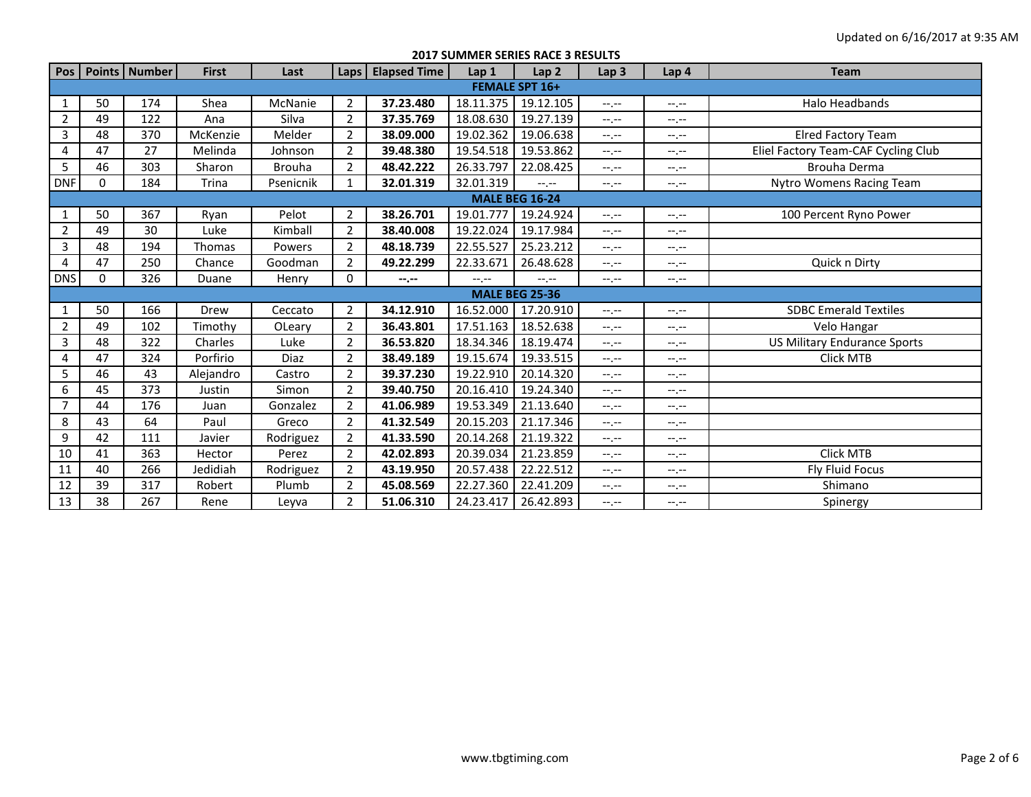Updated on 6/16/2017 at 9:35 AM

**2017 SUMMER SERIES RACE 3 RESULTS**

| Pos | Points | Number | First | Last | Laps | Elapsed Time | Lap 1 | Lap 2 | Lap 3 | Lap 4 | Team |
|---|---|---|---|---|---|---|---|---|---|---|---|
| **FEMALE SPT 16+** | | | | | | | | | | | |
| 1 | 50 | 174 | Shea | McNanie | 2 | **37.23.480** | 18.11.375 | 19.12.105 | --.-- | --.-- | Halo Headbands |
| 2 | 49 | 122 | Ana | Silva | 2 | **37.35.769** | 18.08.630 | 19.27.139 | --.-- | --.-- | |
| 3 | 48 | 370 | McKenzie | Melder | 2 | **38.09.000** | 19.02.362 | 19.06.638 | --.-- | --.-- | Elred Factory Team |
| 4 | 47 | 27 | Melinda | Johnson | 2 | **39.48.380** | 19.54.518 | 19.53.862 | --.-- | --.-- | Eliel Factory Team-CAF Cycling Club |
| 5 | 46 | 303 | Sharon | Brouha | 2 | **48.42.222** | 26.33.797 | 22.08.425 | --.-- | --.-- | Brouha Derma |
| DNF | 0 | 184 | Trina | Psenicnik | 1 | **32.01.319** | 32.01.319 | --.-- | --.-- | --.-- | Nytro Womens Racing Team |
| **MALE BEG 16-24** | | | | | | | | | | | |
| 1 | 50 | 367 | Ryan | Pelot | 2 | **38.26.701** | 19.01.777 | 19.24.924 | --.-- | --.-- | 100 Percent Ryno Power |
| 2 | 49 | 30 | Luke | Kimball | 2 | **38.40.008** | 19.22.024 | 19.17.984 | --.-- | --.-- | |
| 3 | 48 | 194 | Thomas | Powers | 2 | **48.18.739** | 22.55.527 | 25.23.212 | --.-- | --.-- | |
| 4 | 47 | 250 | Chance | Goodman | 2 | **49.22.299** | 22.33.671 | 26.48.628 | --.-- | --.-- | Quick n Dirty |
| DNS | 0 | 326 | Duane | Henry | 0 | **--.--** | --.-- | --.-- | --.-- | --.-- | |
| **MALE BEG 25-36** | | | | | | | | | | | |
| 1 | 50 | 166 | Drew | Ceccato | 2 | **34.12.910** | 16.52.000 | 17.20.910 | --.-- | --.-- | SDBC Emerald Textiles |
| 2 | 49 | 102 | Timothy | OLeary | 2 | **36.43.801** | 17.51.163 | 18.52.638 | --.-- | --.-- | Velo Hangar |
| 3 | 48 | 322 | Charles | Luke | 2 | **36.53.820** | 18.34.346 | 18.19.474 | --.-- | --.-- | US Military Endurance Sports |
| 4 | 47 | 324 | Porfirio | Diaz | 2 | **38.49.189** | 19.15.674 | 19.33.515 | --.-- | --.-- | Click MTB |
| 5 | 46 | 43 | Alejandro | Castro | 2 | **39.37.230** | 19.22.910 | 20.14.320 | --.-- | --.-- | |
| 6 | 45 | 373 | Justin | Simon | 2 | **39.40.750** | 20.16.410 | 19.24.340 | --.-- | --.-- | |
| 7 | 44 | 176 | Juan | Gonzalez | 2 | **41.06.989** | 19.53.349 | 21.13.640 | --.-- | --.-- | |
| 8 | 43 | 64 | Paul | Greco | 2 | **41.32.549** | 20.15.203 | 21.17.346 | --.-- | --.-- | |
| 9 | 42 | 111 | Javier | Rodriguez | 2 | **41.33.590** | 20.14.268 | 21.19.322 | --.-- | --.-- | |
| 10 | 41 | 363 | Hector | Perez | 2 | **42.02.893** | 20.39.034 | 21.23.859 | --.-- | --.-- | Click MTB |
| 11 | 40 | 266 | Jedidiah | Rodriguez | 2 | **43.19.950** | 20.57.438 | 22.22.512 | --.-- | --.-- | Fly Fluid Focus |
| 12 | 39 | 317 | Robert | Plumb | 2 | **45.08.569** | 22.27.360 | 22.41.209 | --.-- | --.-- | Shimano |
| 13 | 38 | 267 | Rene | Leyva | 2 | **51.06.310** | 24.23.417 | 26.42.893 | --.-- | --.-- | Spinergy |

www.tbgtiming.com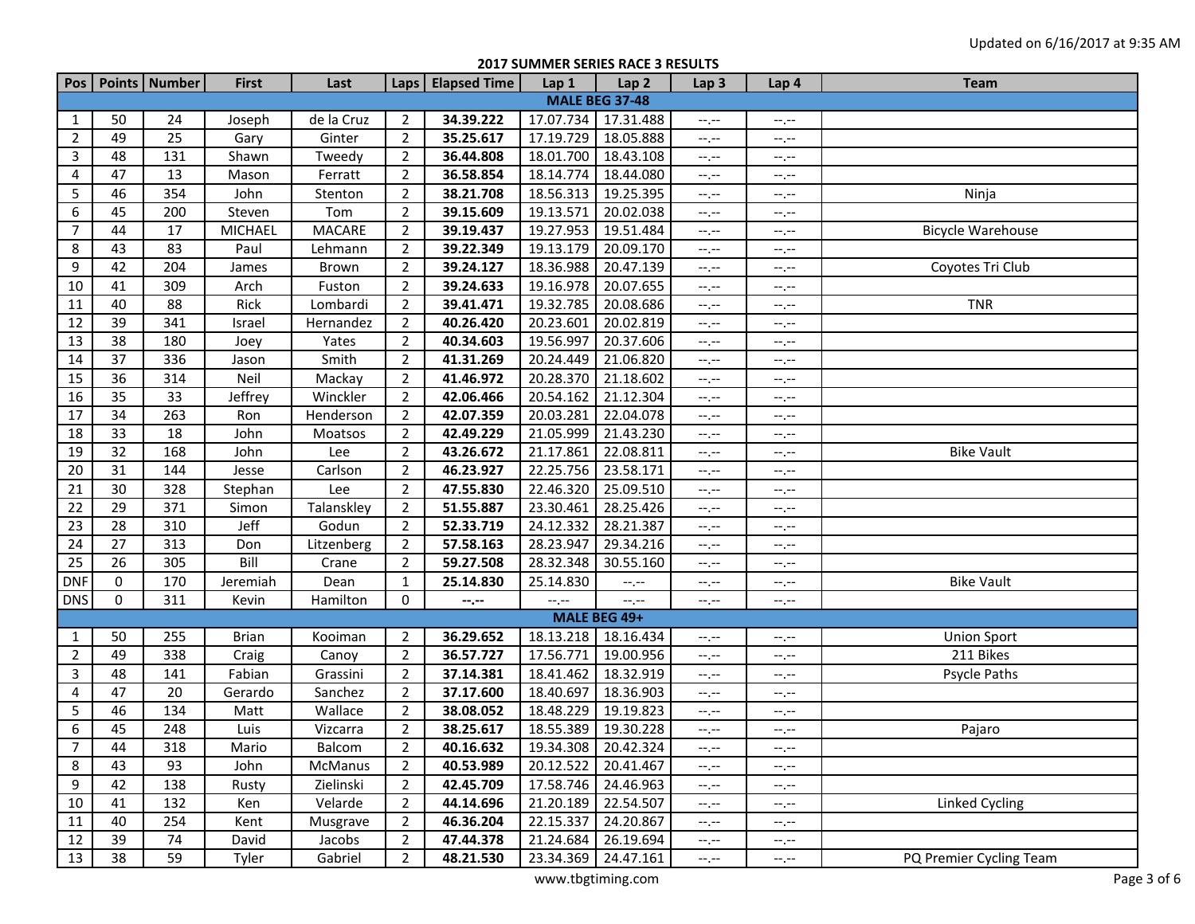Updated on 6/16/2017 at 9:35 AM

## 2017 SUMMER SERIES RACE 3 RESULTS

| Pos | Points | Number | First | Last | Laps | Elapsed Time | Lap 1 | Lap 2 | Lap 3 | Lap 4 | Team |
|---|---|---|---|---|---|---|---|---|---|---|---|
| **MALE BEG 37-48** | | | | | | | | | | | |
| 1 | 50 | 24 | Joseph | de la Cruz | 2 | **34.39.222** | 17.07.734 | 17.31.488 | --.-- | --.-- | |
| 2 | 49 | 25 | Gary | Ginter | 2 | **35.25.617** | 17.19.729 | 18.05.888 | --.-- | --.-- | |
| 3 | 48 | 131 | Shawn | Tweedy | 2 | **36.44.808** | 18.01.700 | 18.43.108 | --.-- | --.-- | |
| 4 | 47 | 13 | Mason | Ferratt | 2 | **36.58.854** | 18.14.774 | 18.44.080 | --.-- | --.-- | |
| 5 | 46 | 354 | John | Stenton | 2 | **38.21.708** | 18.56.313 | 19.25.395 | --.-- | --.-- | Ninja |
| 6 | 45 | 200 | Steven | Tom | 2 | **39.15.609** | 19.13.571 | 20.02.038 | --.-- | --.-- | |
| 7 | 44 | 17 | MICHAEL | MACARE | 2 | **39.19.437** | 19.27.953 | 19.51.484 | --.-- | --.-- | Bicycle Warehouse |
| 8 | 43 | 83 | Paul | Lehmann | 2 | **39.22.349** | 19.13.179 | 20.09.170 | --.-- | --.-- | |
| 9 | 42 | 204 | James | Brown | 2 | **39.24.127** | 18.36.988 | 20.47.139 | --.-- | --.-- | Coyotes Tri Club |
| 10 | 41 | 309 | Arch | Fuston | 2 | **39.24.633** | 19.16.978 | 20.07.655 | --.-- | --.-- | |
| 11 | 40 | 88 | Rick | Lombardi | 2 | **39.41.471** | 19.32.785 | 20.08.686 | --.-- | --.-- | TNR |
| 12 | 39 | 341 | Israel | Hernandez | 2 | **40.26.420** | 20.23.601 | 20.02.819 | --.-- | --.-- | |
| 13 | 38 | 180 | Joey | Yates | 2 | **40.34.603** | 19.56.997 | 20.37.606 | --.-- | --.-- | |
| 14 | 37 | 336 | Jason | Smith | 2 | **41.31.269** | 20.24.449 | 21.06.820 | --.-- | --.-- | |
| 15 | 36 | 314 | Neil | Mackay | 2 | **41.46.972** | 20.28.370 | 21.18.602 | --.-- | --.-- | |
| 16 | 35 | 33 | Jeffrey | Winckler | 2 | **42.06.466** | 20.54.162 | 21.12.304 | --.-- | --.-- | |
| 17 | 34 | 263 | Ron | Henderson | 2 | **42.07.359** | 20.03.281 | 22.04.078 | --.-- | --.-- | |
| 18 | 33 | 18 | John | Moatsos | 2 | **42.49.229** | 21.05.999 | 21.43.230 | --.-- | --.-- | |
| 19 | 32 | 168 | John | Lee | 2 | **43.26.672** | 21.17.861 | 22.08.811 | --.-- | --.-- | Bike Vault |
| 20 | 31 | 144 | Jesse | Carlson | 2 | **46.23.927** | 22.25.756 | 23.58.171 | --.-- | --.-- | |
| 21 | 30 | 328 | Stephan | Lee | 2 | **47.55.830** | 22.46.320 | 25.09.510 | --.-- | --.-- | |
| 22 | 29 | 371 | Simon | Talanskley | 2 | **51.55.887** | 23.30.461 | 28.25.426 | --.-- | --.-- | |
| 23 | 28 | 310 | Jeff | Godun | 2 | **52.33.719** | 24.12.332 | 28.21.387 | --.-- | --.-- | |
| 24 | 27 | 313 | Don | Litzenberg | 2 | **57.58.163** | 28.23.947 | 29.34.216 | --.-- | --.-- | |
| 25 | 26 | 305 | Bill | Crane | 2 | **59.27.508** | 28.32.348 | 30.55.160 | --.-- | --.-- | |
| DNF | 0 | 170 | Jeremiah | Dean | 1 | **25.14.830** | 25.14.830 | --.-- | --.-- | --.-- | Bike Vault |
| DNS | 0 | 311 | Kevin | Hamilton | 0 | **--.--** | --.-- | --.-- | --.-- | --.-- | |
| **MALE BEG 49+** | | | | | | | | | | | |
| 1 | 50 | 255 | Brian | Kooiman | 2 | **36.29.652** | 18.13.218 | 18.16.434 | --.-- | --.-- | Union Sport |
| 2 | 49 | 338 | Craig | Canoy | 2 | **36.57.727** | 17.56.771 | 19.00.956 | --.-- | --.-- | 211 Bikes |
| 3 | 48 | 141 | Fabian | Grassini | 2 | **37.14.381** | 18.41.462 | 18.32.919 | --.-- | --.-- | Psycle Paths |
| 4 | 47 | 20 | Gerardo | Sanchez | 2 | **37.17.600** | 18.40.697 | 18.36.903 | --.-- | --.-- | |
| 5 | 46 | 134 | Matt | Wallace | 2 | **38.08.052** | 18.48.229 | 19.19.823 | --.-- | --.-- | |
| 6 | 45 | 248 | Luis | Vizcarra | 2 | **38.25.617** | 18.55.389 | 19.30.228 | --.-- | --.-- | Pajaro |
| 7 | 44 | 318 | Mario | Balcom | 2 | **40.16.632** | 19.34.308 | 20.42.324 | --.-- | --.-- | |
| 8 | 43 | 93 | John | McManus | 2 | **40.53.989** | 20.12.522 | 20.41.467 | --.-- | --.-- | |
| 9 | 42 | 138 | Rusty | Zielinski | 2 | **42.45.709** | 17.58.746 | 24.46.963 | --.-- | --.-- | |
| 10 | 41 | 132 | Ken | Velarde | 2 | **44.14.696** | 21.20.189 | 22.54.507 | --.-- | --.-- | Linked Cycling |
| 11 | 40 | 254 | Kent | Musgrave | 2 | **46.36.204** | 22.15.337 | 24.20.867 | --.-- | --.-- | |
| 12 | 39 | 74 | David | Jacobs | 2 | **47.44.378** | 21.24.684 | 26.19.694 | --.-- | --.-- | |
| 13 | 38 | 59 | Tyler | Gabriel | 2 | **48.21.530** | 23.34.369 | 24.47.161 | --.-- | --.-- | PQ Premier Cycling Team |

www.tbgtiming.com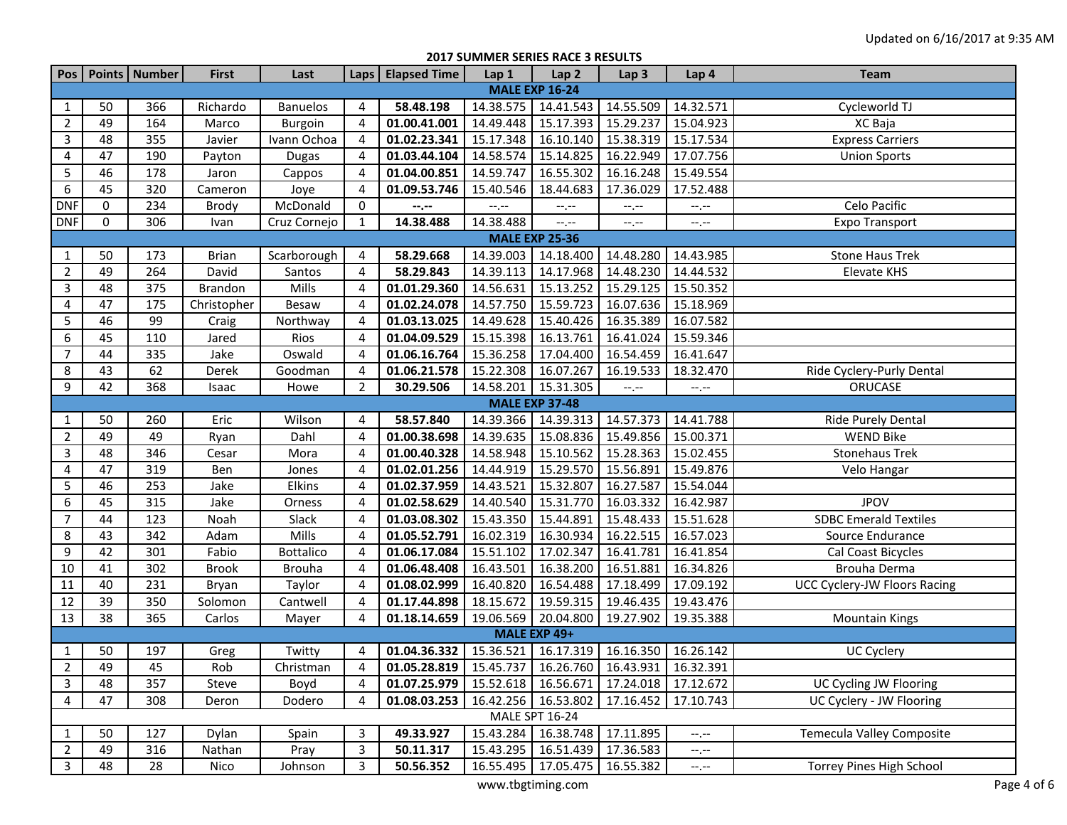Updated on 6/16/2017 at 9:35 AM

## 2017 SUMMER SERIES RACE 3 RESULTS

| Pos | Points | Number | First | Last | Laps | Elapsed Time | Lap 1 | Lap 2 | Lap 3 | Lap 4 | Team |
|---|---|---|---|---|---|---|---|---|---|---|---|
| **MALE EXP 16-24** | | | | | | | | | | | |
| 1 | 50 | 366 | Richardo | Banuelos | 4 | **58.48.198** | 14.38.575 | 14.41.543 | 14.55.509 | 14.32.571 | Cycleworld TJ |
| 2 | 49 | 164 | Marco | Burgoin | 4 | **01.00.41.001** | 14.49.448 | 15.17.393 | 15.29.237 | 15.04.923 | XC Baja |
| 3 | 48 | 355 | Javier | Ivann Ochoa | 4 | **01.02.23.341** | 15.17.348 | 16.10.140 | 15.38.319 | 15.17.534 | Express Carriers |
| 4 | 47 | 190 | Payton | Dugas | 4 | **01.03.44.104** | 14.58.574 | 15.14.825 | 16.22.949 | 17.07.756 | Union Sports |
| 5 | 46 | 178 | Jaron | Cappos | 4 | **01.04.00.851** | 14.59.747 | 16.55.302 | 16.16.248 | 15.49.554 | |
| 6 | 45 | 320 | Cameron | Joye | 4 | **01.09.53.746** | 15.40.546 | 18.44.683 | 17.36.029 | 17.52.488 | |
| DNF | 0 | 234 | Brody | McDonald | 0 | **--.--** | --.-- | --.-- | --.-- | --.-- | Celo Pacific |
| DNF | 0 | 306 | Ivan | Cruz Cornejo | 1 | **14.38.488** | 14.38.488 | --.-- | --.-- | --.-- | Expo Transport |
| **MALE EXP 25-36** | | | | | | | | | | | |
| 1 | 50 | 173 | Brian | Scarborough | 4 | **58.29.668** | 14.39.003 | 14.18.400 | 14.48.280 | 14.43.985 | Stone Haus Trek |
| 2 | 49 | 264 | David | Santos | 4 | **58.29.843** | 14.39.113 | 14.17.968 | 14.48.230 | 14.44.532 | Elevate KHS |
| 3 | 48 | 375 | Brandon | Mills | 4 | **01.01.29.360** | 14.56.631 | 15.13.252 | 15.29.125 | 15.50.352 | |
| 4 | 47 | 175 | Christopher | Besaw | 4 | **01.02.24.078** | 14.57.750 | 15.59.723 | 16.07.636 | 15.18.969 | |
| 5 | 46 | 99 | Craig | Northway | 4 | **01.03.13.025** | 14.49.628 | 15.40.426 | 16.35.389 | 16.07.582 | |
| 6 | 45 | 110 | Jared | Rios | 4 | **01.04.09.529** | 15.15.398 | 16.13.761 | 16.41.024 | 15.59.346 | |
| 7 | 44 | 335 | Jake | Oswald | 4 | **01.06.16.764** | 15.36.258 | 17.04.400 | 16.54.459 | 16.41.647 | |
| 8 | 43 | 62 | Derek | Goodman | 4 | **01.06.21.578** | 15.22.308 | 16.07.267 | 16.19.533 | 18.32.470 | Ride Cyclery-Purly Dental |
| 9 | 42 | 368 | Isaac | Howe | 2 | **30.29.506** | 14.58.201 | 15.31.305 | --.-- | --.-- | ORUCASE |
| **MALE EXP 37-48** | | | | | | | | | | | |
| 1 | 50 | 260 | Eric | Wilson | 4 | **58.57.840** | 14.39.366 | 14.39.313 | 14.57.373 | 14.41.788 | Ride Purely Dental |
| 2 | 49 | 49 | Ryan | Dahl | 4 | **01.00.38.698** | 14.39.635 | 15.08.836 | 15.49.856 | 15.00.371 | WEND Bike |
| 3 | 48 | 346 | Cesar | Mora | 4 | **01.00.40.328** | 14.58.948 | 15.10.562 | 15.28.363 | 15.02.455 | Stonehaus Trek |
| 4 | 47 | 319 | Ben | Jones | 4 | **01.02.01.256** | 14.44.919 | 15.29.570 | 15.56.891 | 15.49.876 | Velo Hangar |
| 5 | 46 | 253 | Jake | Elkins | 4 | **01.02.37.959** | 14.43.521 | 15.32.807 | 16.27.587 | 15.54.044 | |
| 6 | 45 | 315 | Jake | Orness | 4 | **01.02.58.629** | 14.40.540 | 15.31.770 | 16.03.332 | 16.42.987 | JPOV |
| 7 | 44 | 123 | Noah | Slack | 4 | **01.03.08.302** | 15.43.350 | 15.44.891 | 15.48.433 | 15.51.628 | SDBC Emerald Textiles |
| 8 | 43 | 342 | Adam | Mills | 4 | **01.05.52.791** | 16.02.319 | 16.30.934 | 16.22.515 | 16.57.023 | Source Endurance |
| 9 | 42 | 301 | Fabio | Bottalico | 4 | **01.06.17.084** | 15.51.102 | 17.02.347 | 16.41.781 | 16.41.854 | Cal Coast Bicycles |
| 10 | 41 | 302 | Brook | Brouha | 4 | **01.06.48.408** | 16.43.501 | 16.38.200 | 16.51.881 | 16.34.826 | Brouha Derma |
| 11 | 40 | 231 | Bryan | Taylor | 4 | **01.08.02.999** | 16.40.820 | 16.54.488 | 17.18.499 | 17.09.192 | UCC Cyclery-JW Floors Racing |
| 12 | 39 | 350 | Solomon | Cantwell | 4 | **01.17.44.898** | 18.15.672 | 19.59.315 | 19.46.435 | 19.43.476 | |
| 13 | 38 | 365 | Carlos | Mayer | 4 | **01.18.14.659** | 19.06.569 | 20.04.800 | 19.27.902 | 19.35.388 | Mountain Kings |
| **MALE EXP 49+** | | | | | | | | | | | |
| 1 | 50 | 197 | Greg | Twitty | 4 | **01.04.36.332** | 15.36.521 | 16.17.319 | 16.16.350 | 16.26.142 | UC Cyclery |
| 2 | 49 | 45 | Rob | Christman | 4 | **01.05.28.819** | 15.45.737 | 16.26.760 | 16.43.931 | 16.32.391 | |
| 3 | 48 | 357 | Steve | Boyd | 4 | **01.07.25.979** | 15.52.618 | 16.56.671 | 17.24.018 | 17.12.672 | UC Cycling JW Flooring |
| 4 | 47 | 308 | Deron | Dodero | 4 | **01.08.03.253** | 16.42.256 | 16.53.802 | 17.16.452 | 17.10.743 | UC Cyclery - JW Flooring |
| MALE SPT 16-24 | | | | | | | | | | | |
| 1 | 50 | 127 | Dylan | Spain | 3 | **49.33.927** | 15.43.284 | 16.38.748 | 17.11.895 | --.-- | Temecula Valley Composite |
| 2 | 49 | 316 | Nathan | Pray | 3 | **50.11.317** | 15.43.295 | 16.51.439 | 17.36.583 | --.-- | |
| 3 | 48 | 28 | Nico | Johnson | 3 | **50.56.352** | 16.55.495 | 17.05.475 | 16.55.382 | --.-- | Torrey Pines High School |

www.tbgtiming.com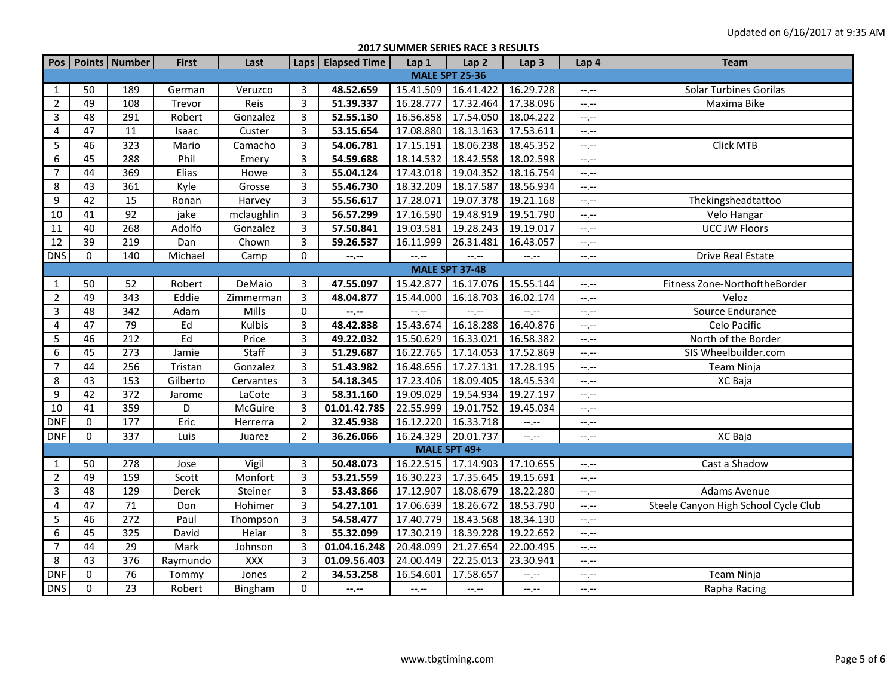Updated on 6/16/2017 at 9:35 AM

## 2017 SUMMER SERIES RACE 3 RESULTS

| Pos | Points | Number | First | Last | Laps | Elapsed Time | Lap 1 | Lap 2 | Lap 3 | Lap 4 | Team |
|---|---|---|---|---|---|---|---|---|---|---|---|
| **MALE SPT 25-36** | | | | | | | | | | | |
| 1 | 50 | 189 | German | Veruzco | 3 | **48.52.659** | 15.41.509 | 16.41.422 | 16.29.728 | --.-- | Solar Turbines Gorilas |
| 2 | 49 | 108 | Trevor | Reis | 3 | **51.39.337** | 16.28.777 | 17.32.464 | 17.38.096 | --.-- | Maxima Bike |
| 3 | 48 | 291 | Robert | Gonzalez | 3 | **52.55.130** | 16.56.858 | 17.54.050 | 18.04.222 | --.-- | |
| 4 | 47 | 11 | Isaac | Custer | 3 | **53.15.654** | 17.08.880 | 18.13.163 | 17.53.611 | --.-- | |
| 5 | 46 | 323 | Mario | Camacho | 3 | **54.06.781** | 17.15.191 | 18.06.238 | 18.45.352 | --.-- | Click MTB |
| 6 | 45 | 288 | Phil | Emery | 3 | **54.59.688** | 18.14.532 | 18.42.558 | 18.02.598 | --.-- | |
| 7 | 44 | 369 | Elias | Howe | 3 | **55.04.124** | 17.43.018 | 19.04.352 | 18.16.754 | --.-- | |
| 8 | 43 | 361 | Kyle | Grosse | 3 | **55.46.730** | 18.32.209 | 18.17.587 | 18.56.934 | --.-- | |
| 9 | 42 | 15 | Ronan | Harvey | 3 | **55.56.617** | 17.28.071 | 19.07.378 | 19.21.168 | --.-- | Thekingsheadtattoo |
| 10 | 41 | 92 | jake | mclaughlin | 3 | **56.57.299** | 17.16.590 | 19.48.919 | 19.51.790 | --.-- | Velo Hangar |
| 11 | 40 | 268 | Adolfo | Gonzalez | 3 | **57.50.841** | 19.03.581 | 19.28.243 | 19.19.017 | --.-- | UCC JW Floors |
| 12 | 39 | 219 | Dan | Chown | 3 | **59.26.537** | 16.11.999 | 26.31.481 | 16.43.057 | --.-- | |
| DNS | 0 | 140 | Michael | Camp | 0 | **--.--** | --.-- | --.-- | --.-- | --.-- | Drive Real Estate |
| **MALE SPT 37-48** | | | | | | | | | | | |
| 1 | 50 | 52 | Robert | DeMaio | 3 | **47.55.097** | 15.42.877 | 16.17.076 | 15.55.144 | --.-- | Fitness Zone-NorthoftheBorder |
| 2 | 49 | 343 | Eddie | Zimmerman | 3 | **48.04.877** | 15.44.000 | 16.18.703 | 16.02.174 | --.-- | Veloz |
| 3 | 48 | 342 | Adam | Mills | 0 | **--.--** | --.-- | --.-- | --.-- | --.-- | Source Endurance |
| 4 | 47 | 79 | Ed | Kulbis | 3 | **48.42.838** | 15.43.674 | 16.18.288 | 16.40.876 | --.-- | Celo Pacific |
| 5 | 46 | 212 | Ed | Price | 3 | **49.22.032** | 15.50.629 | 16.33.021 | 16.58.382 | --.-- | North of the Border |
| 6 | 45 | 273 | Jamie | Staff | 3 | **51.29.687** | 16.22.765 | 17.14.053 | 17.52.869 | --.-- | SIS Wheelbuilder.com |
| 7 | 44 | 256 | Tristan | Gonzalez | 3 | **51.43.982** | 16.48.656 | 17.27.131 | 17.28.195 | --.-- | Team Ninja |
| 8 | 43 | 153 | Gilberto | Cervantes | 3 | **54.18.345** | 17.23.406 | 18.09.405 | 18.45.534 | --.-- | XC Baja |
| 9 | 42 | 372 | Jarome | LaCote | 3 | **58.31.160** | 19.09.029 | 19.54.934 | 19.27.197 | --.-- | |
| 10 | 41 | 359 | D | McGuire | 3 | **01.01.42.785** | 22.55.999 | 19.01.752 | 19.45.034 | --.-- | |
| DNF | 0 | 177 | Eric | Herrerra | 2 | **32.45.938** | 16.12.220 | 16.33.718 | --.-- | --.-- | |
| DNF | 0 | 337 | Luis | Juarez | 2 | **36.26.066** | 16.24.329 | 20.01.737 | --.-- | --.-- | XC Baja |
| **MALE SPT 49+** | | | | | | | | | | | |
| 1 | 50 | 278 | Jose | Vigil | 3 | **50.48.073** | 16.22.515 | 17.14.903 | 17.10.655 | --.-- | Cast a Shadow |
| 2 | 49 | 159 | Scott | Monfort | 3 | **53.21.559** | 16.30.223 | 17.35.645 | 19.15.691 | --.-- | |
| 3 | 48 | 129 | Derek | Steiner | 3 | **53.43.866** | 17.12.907 | 18.08.679 | 18.22.280 | --.-- | Adams Avenue |
| 4 | 47 | 71 | Don | Hohimer | 3 | **54.27.101** | 17.06.639 | 18.26.672 | 18.53.790 | --.-- | Steele Canyon High School Cycle Club |
| 5 | 46 | 272 | Paul | Thompson | 3 | **54.58.477** | 17.40.779 | 18.43.568 | 18.34.130 | --.-- | |
| 6 | 45 | 325 | David | Heiar | 3 | **55.32.099** | 17.30.219 | 18.39.228 | 19.22.652 | --.-- | |
| 7 | 44 | 29 | Mark | Johnson | 3 | **01.04.16.248** | 20.48.099 | 21.27.654 | 22.00.495 | --.-- | |
| 8 | 43 | 376 | Raymundo | XXX | 3 | **01.09.56.403** | 24.00.449 | 22.25.013 | 23.30.941 | --.-- | |
| DNF | 0 | 76 | Tommy | Jones | 2 | **34.53.258** | 16.54.601 | 17.58.657 | --.-- | --.-- | Team Ninja |
| DNS | 0 | 23 | Robert | Bingham | 0 | **--.--** | --.-- | --.-- | --.-- | --.-- | Rapha Racing |

www.tbgtiming.com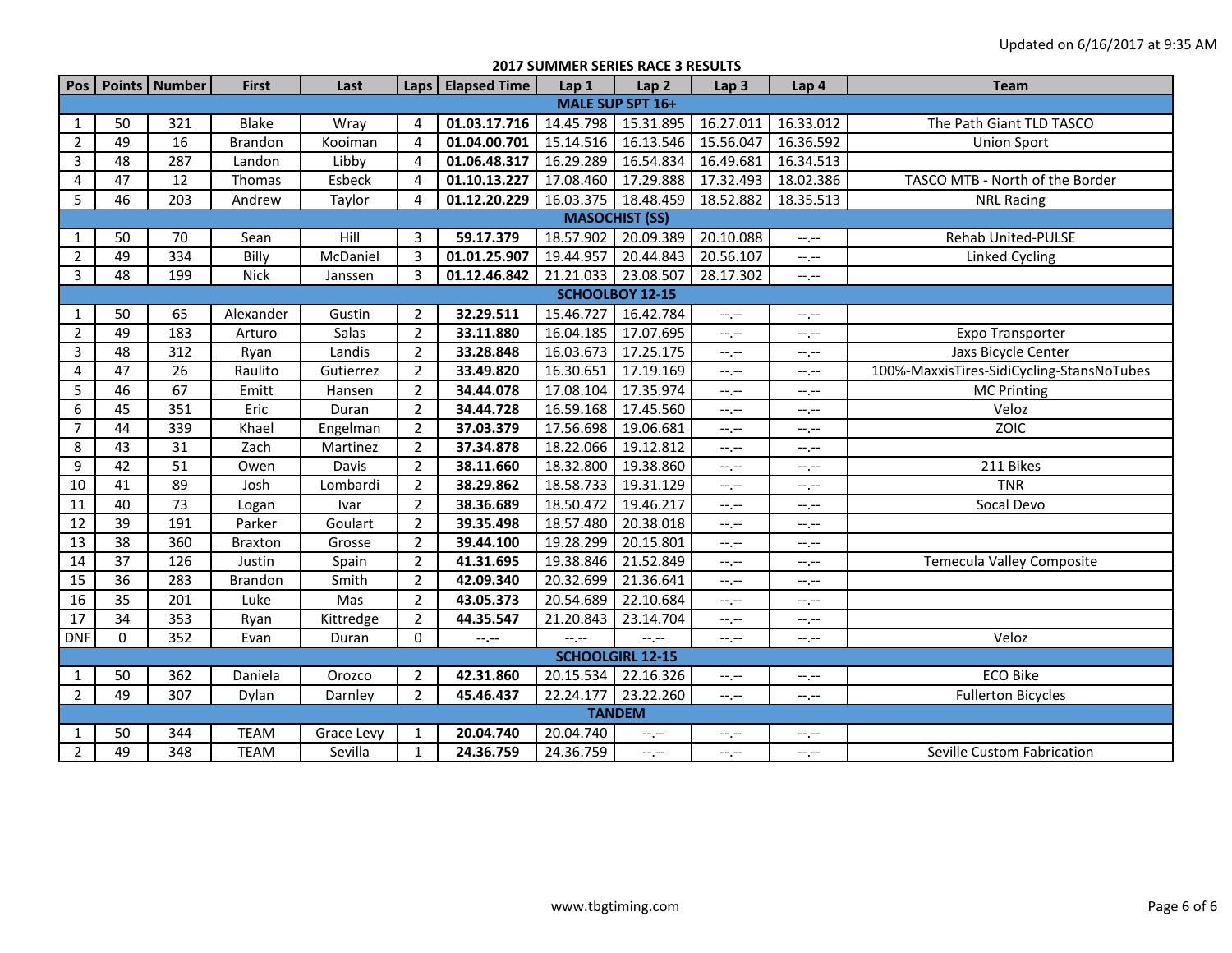Updated on 6/16/2017 at 9:35 AM

**2017 SUMMER SERIES RACE 3 RESULTS**

| Pos | Points | Number | First | Last | Laps | Elapsed Time | Lap 1 | Lap 2 | Lap 3 | Lap 4 | Team |
|---|---|---|---|---|---|---|---|---|---|---|---|
| **MALE SUP SPT 16+** | | | | | | | | | | | |
| 1 | 50 | 321 | Blake | Wray | 4 | **01.03.17.716** | 14.45.798 | 15.31.895 | 16.27.011 | 16.33.012 | The Path Giant TLD TASCO |
| 2 | 49 | 16 | Brandon | Kooiman | 4 | **01.04.00.701** | 15.14.516 | 16.13.546 | 15.56.047 | 16.36.592 | Union Sport |
| 3 | 48 | 287 | Landon | Libby | 4 | **01.06.48.317** | 16.29.289 | 16.54.834 | 16.49.681 | 16.34.513 | |
| 4 | 47 | 12 | Thomas | Esbeck | 4 | **01.10.13.227** | 17.08.460 | 17.29.888 | 17.32.493 | 18.02.386 | TASCO MTB - North of the Border |
| 5 | 46 | 203 | Andrew | Taylor | 4 | **01.12.20.229** | 16.03.375 | 18.48.459 | 18.52.882 | 18.35.513 | NRL Racing |
| **MASOCHIST (SS)** | | | | | | | | | | | |
| 1 | 50 | 70 | Sean | Hill | 3 | **59.17.379** | 18.57.902 | 20.09.389 | 20.10.088 | --.-- | Rehab United-PULSE |
| 2 | 49 | 334 | Billy | McDaniel | 3 | **01.01.25.907** | 19.44.957 | 20.44.843 | 20.56.107 | --.-- | Linked Cycling |
| 3 | 48 | 199 | Nick | Janssen | 3 | **01.12.46.842** | 21.21.033 | 23.08.507 | 28.17.302 | --.-- | |
| **SCHOOLBOY 12-15** | | | | | | | | | | | |
| 1 | 50 | 65 | Alexander | Gustin | 2 | **32.29.511** | 15.46.727 | 16.42.784 | --.-- | --.-- | |
| 2 | 49 | 183 | Arturo | Salas | 2 | **33.11.880** | 16.04.185 | 17.07.695 | --.-- | --.-- | Expo Transporter |
| 3 | 48 | 312 | Ryan | Landis | 2 | **33.28.848** | 16.03.673 | 17.25.175 | --.-- | --.-- | Jaxs Bicycle Center |
| 4 | 47 | 26 | Raulito | Gutierrez | 2 | **33.49.820** | 16.30.651 | 17.19.169 | --.-- | --.-- | 100%-MaxxisTires-SidiCycling-StansNoTubes |
| 5 | 46 | 67 | Emitt | Hansen | 2 | **34.44.078** | 17.08.104 | 17.35.974 | --.-- | --.-- | MC Printing |
| 6 | 45 | 351 | Eric | Duran | 2 | **34.44.728** | 16.59.168 | 17.45.560 | --.-- | --.-- | Veloz |
| 7 | 44 | 339 | Khael | Engelman | 2 | **37.03.379** | 17.56.698 | 19.06.681 | --.-- | --.-- | ZOIC |
| 8 | 43 | 31 | Zach | Martinez | 2 | **37.34.878** | 18.22.066 | 19.12.812 | --.-- | --.-- | |
| 9 | 42 | 51 | Owen | Davis | 2 | **38.11.660** | 18.32.800 | 19.38.860 | --.-- | --.-- | 211 Bikes |
| 10 | 41 | 89 | Josh | Lombardi | 2 | **38.29.862** | 18.58.733 | 19.31.129 | --.-- | --.-- | TNR |
| 11 | 40 | 73 | Logan | Ivar | 2 | **38.36.689** | 18.50.472 | 19.46.217 | --.-- | --.-- | Socal Devo |
| 12 | 39 | 191 | Parker | Goulart | 2 | **39.35.498** | 18.57.480 | 20.38.018 | --.-- | --.-- | |
| 13 | 38 | 360 | Braxton | Grosse | 2 | **39.44.100** | 19.28.299 | 20.15.801 | --.-- | --.-- | |
| 14 | 37 | 126 | Justin | Spain | 2 | **41.31.695** | 19.38.846 | 21.52.849 | --.-- | --.-- | Temecula Valley Composite |
| 15 | 36 | 283 | Brandon | Smith | 2 | **42.09.340** | 20.32.699 | 21.36.641 | --.-- | --.-- | |
| 16 | 35 | 201 | Luke | Mas | 2 | **43.05.373** | 20.54.689 | 22.10.684 | --.-- | --.-- | |
| 17 | 34 | 353 | Ryan | Kittredge | 2 | **44.35.547** | 21.20.843 | 23.14.704 | --.-- | --.-- | |
| DNF | 0 | 352 | Evan | Duran | 0 | **--.--** | --.-- | --.-- | --.-- | --.-- | Veloz |
| **SCHOOLGIRL 12-15** | | | | | | | | | | | |
| 1 | 50 | 362 | Daniela | Orozco | 2 | **42.31.860** | 20.15.534 | 22.16.326 | --.-- | --.-- | ECO Bike |
| 2 | 49 | 307 | Dylan | Darnley | 2 | **45.46.437** | 22.24.177 | 23.22.260 | --.-- | --.-- | Fullerton Bicycles |
| **TANDEM** | | | | | | | | | | | |
| 1 | 50 | 344 | TEAM | Grace Levy | 1 | **20.04.740** | 20.04.740 | --.-- | --.-- | --.-- | |
| 2 | 49 | 348 | TEAM | Sevilla | 1 | **24.36.759** | 24.36.759 | --.-- | --.-- | --.-- | Seville Custom Fabrication |

www.tbgtiming.com